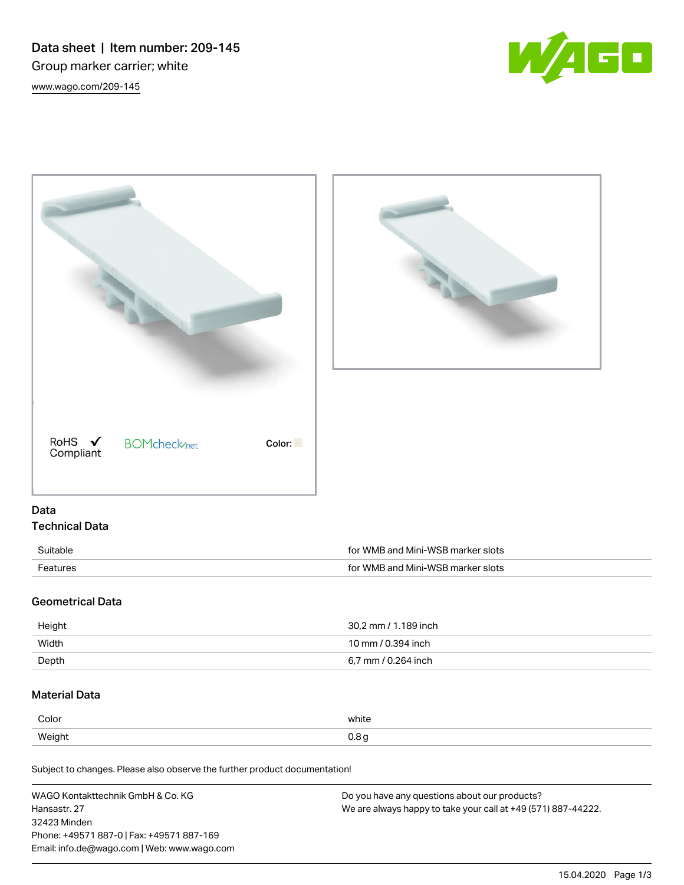# Data sheet | Item number: 209-145

Group marker carrier; white

www.wago.com/209-145

RoHS ✓ Compliant

BOMcheck.net

Color:

## Data

### Technical Data

| | |
|---|---|
| Suitable | for WMB and Mini-WSB marker slots |
| Features | for WMB and Mini-WSB marker slots |

### Geometrical Data

| | |
|---|---|
| Height | 30,2 mm / 1.189 inch |
| Width | 10 mm / 0.394 inch |
| Depth | 6,7 mm / 0.264 inch |

### Material Data

| | |
|---|---|
| Color | white |
| Weight | 0.8 g |

Subject to changes. Please also observe the further product documentation!

WAGO Kontakttechnik GmbH & Co. KG
Hansastr. 27
32423 Minden
Phone: +49571 887-0 | Fax: +49571 887-169
Email: info.de@wago.com | Web: www.wago.com

Do you have any questions about our products?
We are always happy to take your call at +49 (571) 887-44222.

15.04.2020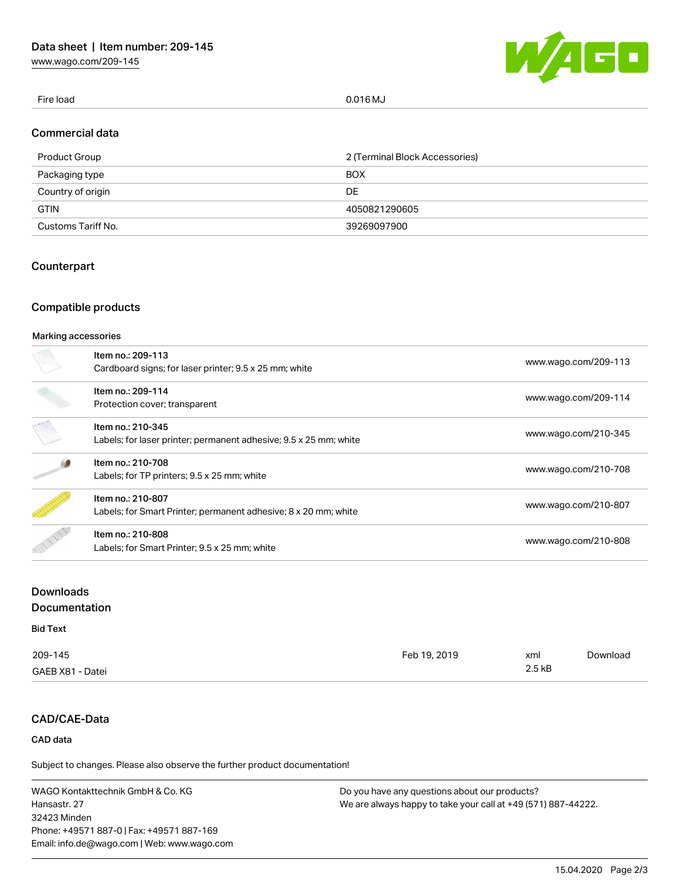| Fire load | 0.016 MJ |
| --- | --- |

## Commercial data

| Product Group | 2 (Terminal Block Accessories) |
| --- | --- |
| Packaging type | BOX |
| Country of origin | DE |
| GTIN | 4050821290605 |
| Customs Tariff No. | 39269097900 |

## Counterpart

## Compatible products

### Marking accessories

| Item | URL |
| --- | --- |
| Item no.: 209-113<br>Cardboard signs; for laser printer; 9.5 x 25 mm; white | www.wago.com/209-113 |
| Item no.: 209-114<br>Protection cover; transparent | www.wago.com/209-114 |
| Item no.: 210-345<br>Labels; for laser printer; permanent adhesive; 9.5 x 25 mm; white | www.wago.com/210-345 |
| Item no.: 210-708<br>Labels; for TP printers; 9.5 x 25 mm; white | www.wago.com/210-708 |
| Item no.: 210-807<br>Labels; for Smart Printer; permanent adhesive; 8 x 20 mm; white | www.wago.com/210-807 |
| Item no.: 210-808<br>Labels; for Smart Printer; 9.5 x 25 mm; white | www.wago.com/210-808 |

## Downloads

## Documentation

### Bid Text

| File | Date | Format | |
| --- | --- | --- | --- |
| 209-145<br>GAEB X81 - Datei | Feb 19, 2019 | xml<br>2.5 kB | Download |

## CAD/CAE-Data

### CAD data

Subject to changes. Please also observe the further product documentation!

WAGO Kontakttechnik GmbH & Co. KG
Hansastr. 27
32423 Minden
Phone: +49571 887-0 | Fax: +49571 887-169
Email: info.de@wago.com | Web: www.wago.com

Do you have any questions about our products?
We are always happy to take your call at +49 (571) 887-44222.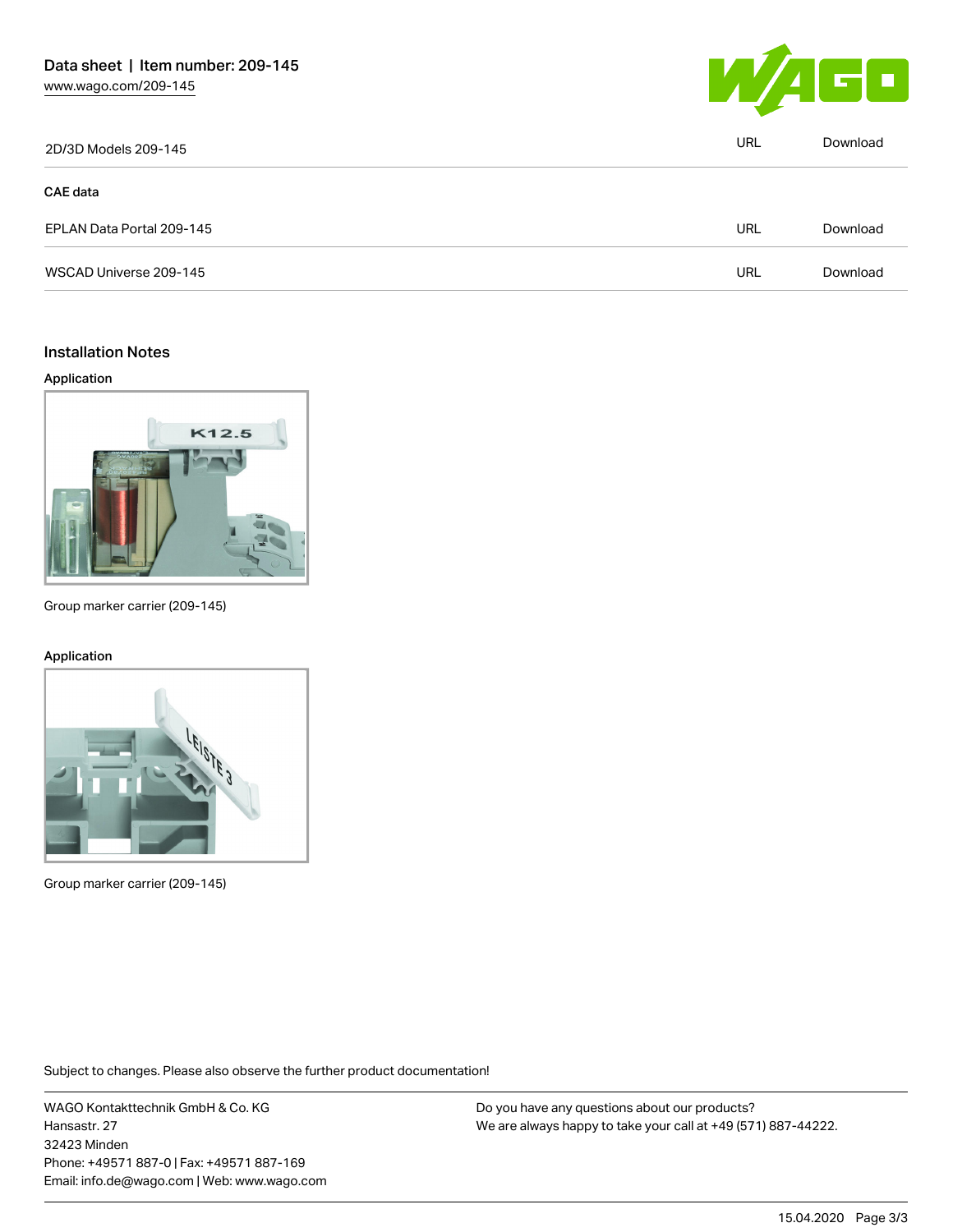| | | |
|---|---|---|
| 2D/3D Models 209-145 | URL | Download |

**CAE data**

| | | |
|---|---|---|
| EPLAN Data Portal 209-145 | URL | Download |
| WSCAD Universe 209-145 | URL | Download |

## Installation Notes

### Application

Group marker carrier (209-145)

### Application

Group marker carrier (209-145)

Subject to changes. Please also observe the further product documentation!

WAGO Kontakttechnik GmbH & Co. KG
Hansastr. 27
32423 Minden
Phone: +49571 887-0 | Fax: +49571 887-169
Email: info.de@wago.com | Web: www.wago.com

Do you have any questions about our products?
We are always happy to take your call at +49 (571) 887-44222.